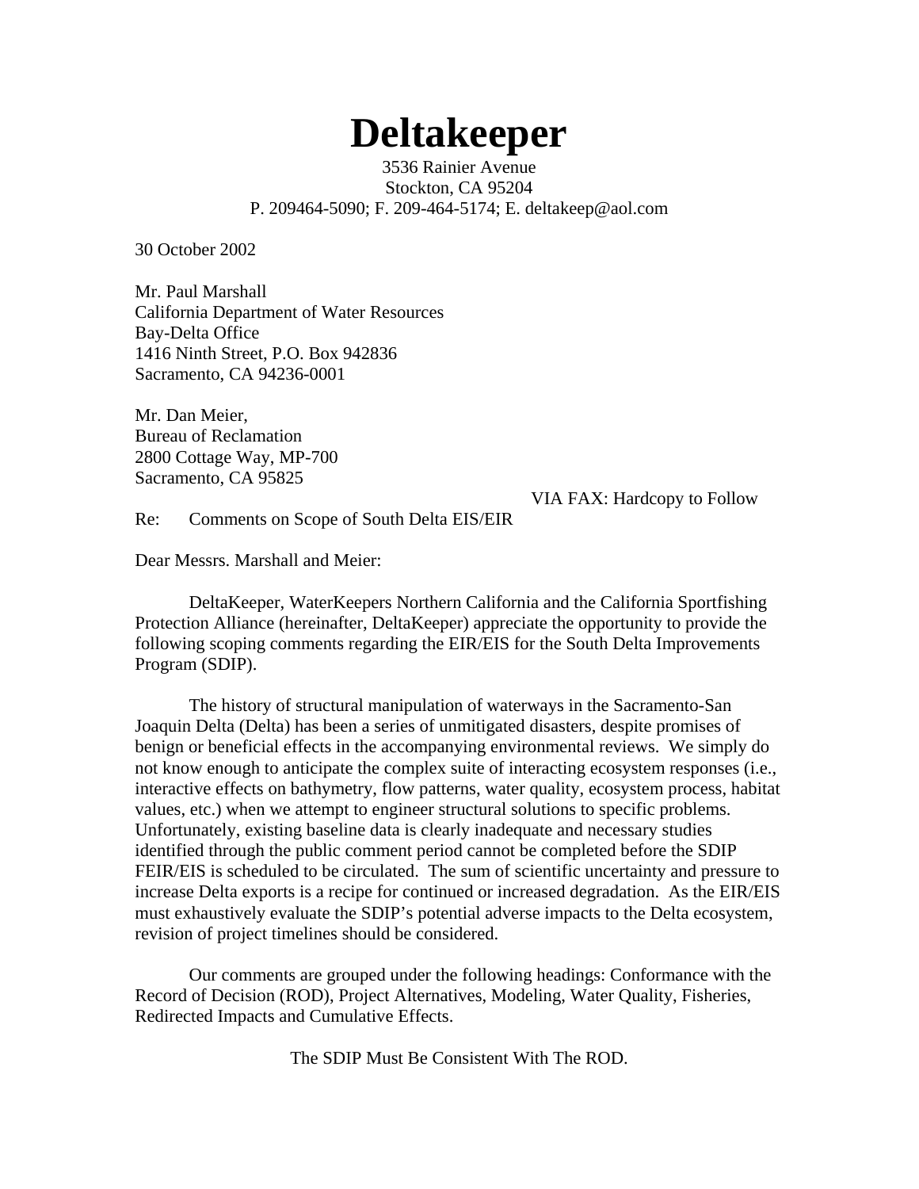# Deltakeeper

3536 Rainier Avenue
Stockton, CA 95204
P. 209464-5090; F. 209-464-5174; E. deltakeep@aol.com

30 October 2002

Mr. Paul Marshall
California Department of Water Resources
Bay-Delta Office
1416 Ninth Street, P.O. Box 942836
Sacramento, CA 94236-0001

Mr. Dan Meier,
Bureau of Reclamation
2800 Cottage Way, MP-700
Sacramento, CA 95825

VIA FAX: Hardcopy to Follow

Re: Comments on Scope of South Delta EIS/EIR

Dear Messrs. Marshall and Meier:

DeltaKeeper, WaterKeepers Northern California and the California Sportfishing Protection Alliance (hereinafter, DeltaKeeper) appreciate the opportunity to provide the following scoping comments regarding the EIR/EIS for the South Delta Improvements Program (SDIP).

The history of structural manipulation of waterways in the Sacramento-San Joaquin Delta (Delta) has been a series of unmitigated disasters, despite promises of benign or beneficial effects in the accompanying environmental reviews. We simply do not know enough to anticipate the complex suite of interacting ecosystem responses (i.e., interactive effects on bathymetry, flow patterns, water quality, ecosystem process, habitat values, etc.) when we attempt to engineer structural solutions to specific problems. Unfortunately, existing baseline data is clearly inadequate and necessary studies identified through the public comment period cannot be completed before the SDIP FEIR/EIS is scheduled to be circulated. The sum of scientific uncertainty and pressure to increase Delta exports is a recipe for continued or increased degradation. As the EIR/EIS must exhaustively evaluate the SDIP's potential adverse impacts to the Delta ecosystem, revision of project timelines should be considered.

Our comments are grouped under the following headings: Conformance with the Record of Decision (ROD), Project Alternatives, Modeling, Water Quality, Fisheries, Redirected Impacts and Cumulative Effects.

## The SDIP Must Be Consistent With The ROD.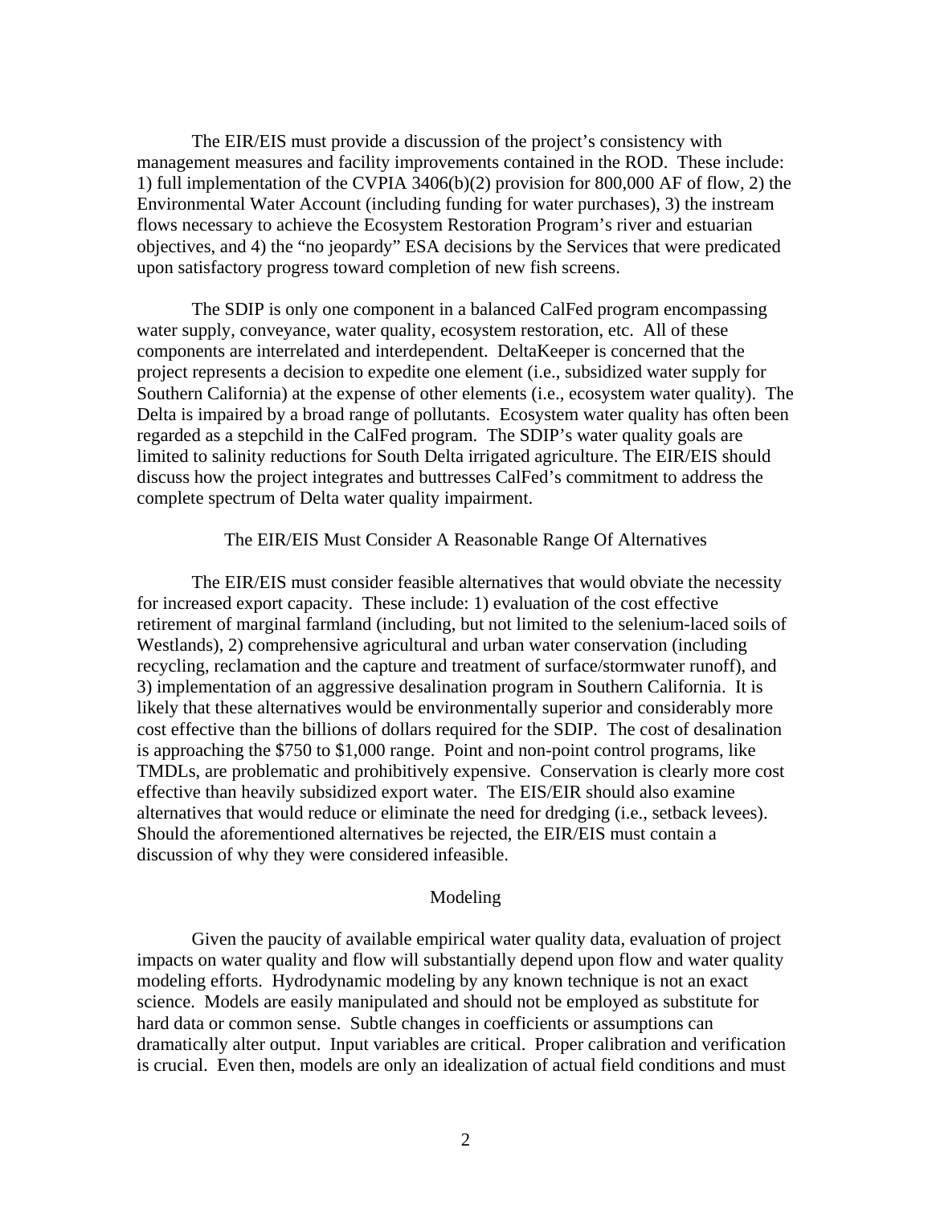The EIR/EIS must provide a discussion of the project's consistency with management measures and facility improvements contained in the ROD. These include: 1) full implementation of the CVPIA 3406(b)(2) provision for 800,000 AF of flow, 2) the Environmental Water Account (including funding for water purchases), 3) the instream flows necessary to achieve the Ecosystem Restoration Program's river and estuarian objectives, and 4) the "no jeopardy" ESA decisions by the Services that were predicated upon satisfactory progress toward completion of new fish screens.

The SDIP is only one component in a balanced CalFed program encompassing water supply, conveyance, water quality, ecosystem restoration, etc. All of these components are interrelated and interdependent. DeltaKeeper is concerned that the project represents a decision to expedite one element (i.e., subsidized water supply for Southern California) at the expense of other elements (i.e., ecosystem water quality). The Delta is impaired by a broad range of pollutants. Ecosystem water quality has often been regarded as a stepchild in the CalFed program. The SDIP's water quality goals are limited to salinity reductions for South Delta irrigated agriculture. The EIR/EIS should discuss how the project integrates and buttresses CalFed's commitment to address the complete spectrum of Delta water quality impairment.

## The EIR/EIS Must Consider A Reasonable Range Of Alternatives

The EIR/EIS must consider feasible alternatives that would obviate the necessity for increased export capacity. These include: 1) evaluation of the cost effective retirement of marginal farmland (including, but not limited to the selenium-laced soils of Westlands), 2) comprehensive agricultural and urban water conservation (including recycling, reclamation and the capture and treatment of surface/stormwater runoff), and 3) implementation of an aggressive desalination program in Southern California. It is likely that these alternatives would be environmentally superior and considerably more cost effective than the billions of dollars required for the SDIP. The cost of desalination is approaching the $750 to $1,000 range. Point and non-point control programs, like TMDLs, are problematic and prohibitively expensive. Conservation is clearly more cost effective than heavily subsidized export water. The EIS/EIR should also examine alternatives that would reduce or eliminate the need for dredging (i.e., setback levees). Should the aforementioned alternatives be rejected, the EIR/EIS must contain a discussion of why they were considered infeasible.

## Modeling

Given the paucity of available empirical water quality data, evaluation of project impacts on water quality and flow will substantially depend upon flow and water quality modeling efforts. Hydrodynamic modeling by any known technique is not an exact science. Models are easily manipulated and should not be employed as substitute for hard data or common sense. Subtle changes in coefficients or assumptions can dramatically alter output. Input variables are critical. Proper calibration and verification is crucial. Even then, models are only an idealization of actual field conditions and must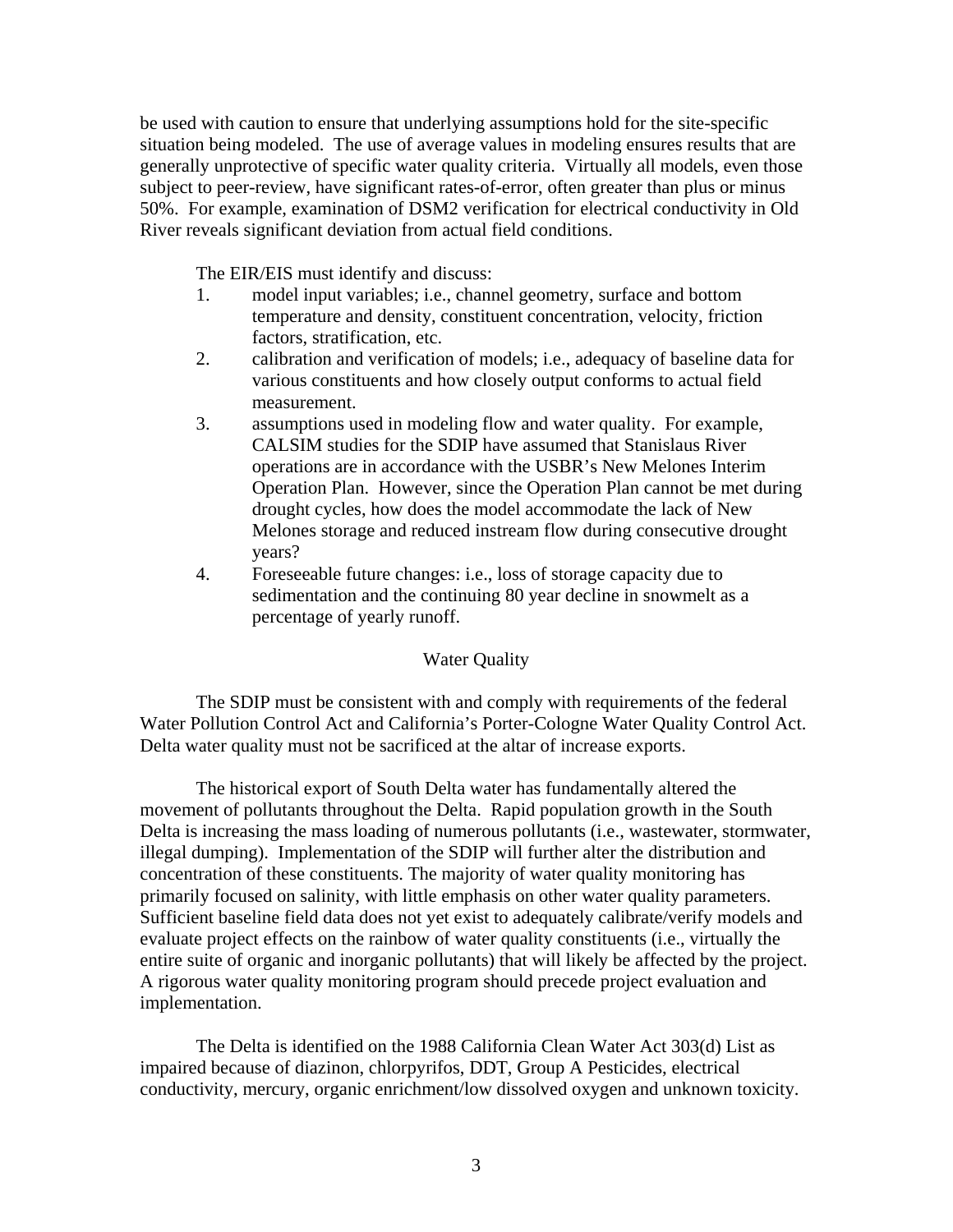be used with caution to ensure that underlying assumptions hold for the site-specific situation being modeled. The use of average values in modeling ensures results that are generally unprotective of specific water quality criteria. Virtually all models, even those subject to peer-review, have significant rates-of-error, often greater than plus or minus 50%. For example, examination of DSM2 verification for electrical conductivity in Old River reveals significant deviation from actual field conditions.

The EIR/EIS must identify and discuss:

1. model input variables; i.e., channel geometry, surface and bottom temperature and density, constituent concentration, velocity, friction factors, stratification, etc.
2. calibration and verification of models; i.e., adequacy of baseline data for various constituents and how closely output conforms to actual field measurement.
3. assumptions used in modeling flow and water quality. For example, CALSIM studies for the SDIP have assumed that Stanislaus River operations are in accordance with the USBR's New Melones Interim Operation Plan. However, since the Operation Plan cannot be met during drought cycles, how does the model accommodate the lack of New Melones storage and reduced instream flow during consecutive drought years?
4. Foreseeable future changes: i.e., loss of storage capacity due to sedimentation and the continuing 80 year decline in snowmelt as a percentage of yearly runoff.

## Water Quality

The SDIP must be consistent with and comply with requirements of the federal Water Pollution Control Act and California's Porter-Cologne Water Quality Control Act. Delta water quality must not be sacrificed at the altar of increase exports.

The historical export of South Delta water has fundamentally altered the movement of pollutants throughout the Delta. Rapid population growth in the South Delta is increasing the mass loading of numerous pollutants (i.e., wastewater, stormwater, illegal dumping). Implementation of the SDIP will further alter the distribution and concentration of these constituents. The majority of water quality monitoring has primarily focused on salinity, with little emphasis on other water quality parameters. Sufficient baseline field data does not yet exist to adequately calibrate/verify models and evaluate project effects on the rainbow of water quality constituents (i.e., virtually the entire suite of organic and inorganic pollutants) that will likely be affected by the project. A rigorous water quality monitoring program should precede project evaluation and implementation.

The Delta is identified on the 1988 California Clean Water Act 303(d) List as impaired because of diazinon, chlorpyrifos, DDT, Group A Pesticides, electrical conductivity, mercury, organic enrichment/low dissolved oxygen and unknown toxicity.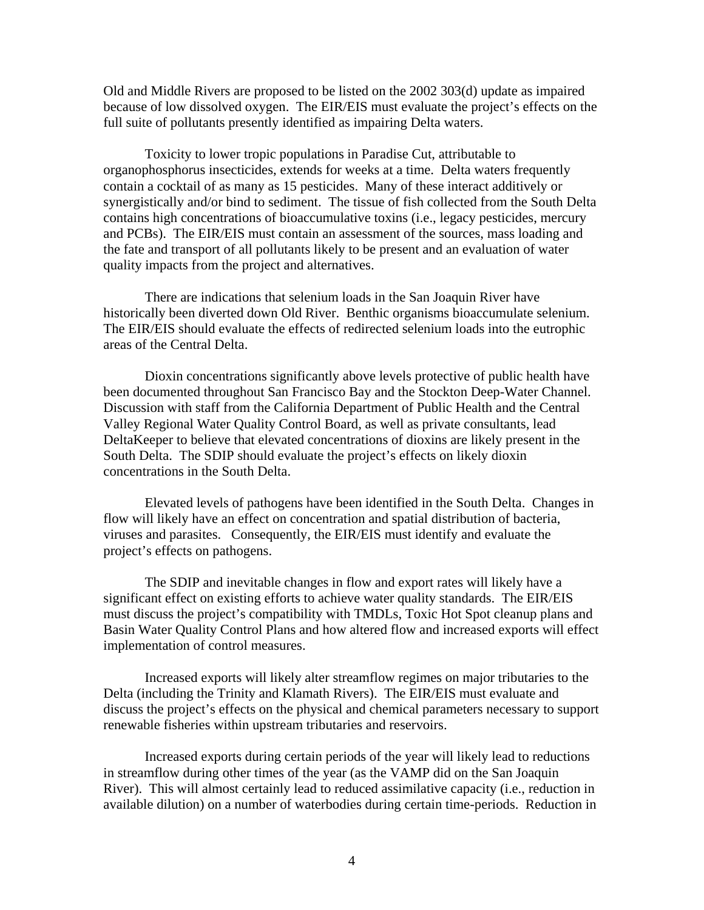Old and Middle Rivers are proposed to be listed on the 2002 303(d) update as impaired because of low dissolved oxygen. The EIR/EIS must evaluate the project's effects on the full suite of pollutants presently identified as impairing Delta waters.

Toxicity to lower tropic populations in Paradise Cut, attributable to organophosphorus insecticides, extends for weeks at a time. Delta waters frequently contain a cocktail of as many as 15 pesticides. Many of these interact additively or synergistically and/or bind to sediment. The tissue of fish collected from the South Delta contains high concentrations of bioaccumulative toxins (i.e., legacy pesticides, mercury and PCBs). The EIR/EIS must contain an assessment of the sources, mass loading and the fate and transport of all pollutants likely to be present and an evaluation of water quality impacts from the project and alternatives.

There are indications that selenium loads in the San Joaquin River have historically been diverted down Old River. Benthic organisms bioaccumulate selenium. The EIR/EIS should evaluate the effects of redirected selenium loads into the eutrophic areas of the Central Delta.

Dioxin concentrations significantly above levels protective of public health have been documented throughout San Francisco Bay and the Stockton Deep-Water Channel. Discussion with staff from the California Department of Public Health and the Central Valley Regional Water Quality Control Board, as well as private consultants, lead DeltaKeeper to believe that elevated concentrations of dioxins are likely present in the South Delta. The SDIP should evaluate the project's effects on likely dioxin concentrations in the South Delta.

Elevated levels of pathogens have been identified in the South Delta. Changes in flow will likely have an effect on concentration and spatial distribution of bacteria, viruses and parasites. Consequently, the EIR/EIS must identify and evaluate the project's effects on pathogens.

The SDIP and inevitable changes in flow and export rates will likely have a significant effect on existing efforts to achieve water quality standards. The EIR/EIS must discuss the project's compatibility with TMDLs, Toxic Hot Spot cleanup plans and Basin Water Quality Control Plans and how altered flow and increased exports will effect implementation of control measures.

Increased exports will likely alter streamflow regimes on major tributaries to the Delta (including the Trinity and Klamath Rivers). The EIR/EIS must evaluate and discuss the project's effects on the physical and chemical parameters necessary to support renewable fisheries within upstream tributaries and reservoirs.

Increased exports during certain periods of the year will likely lead to reductions in streamflow during other times of the year (as the VAMP did on the San Joaquin River). This will almost certainly lead to reduced assimilative capacity (i.e., reduction in available dilution) on a number of waterbodies during certain time-periods. Reduction in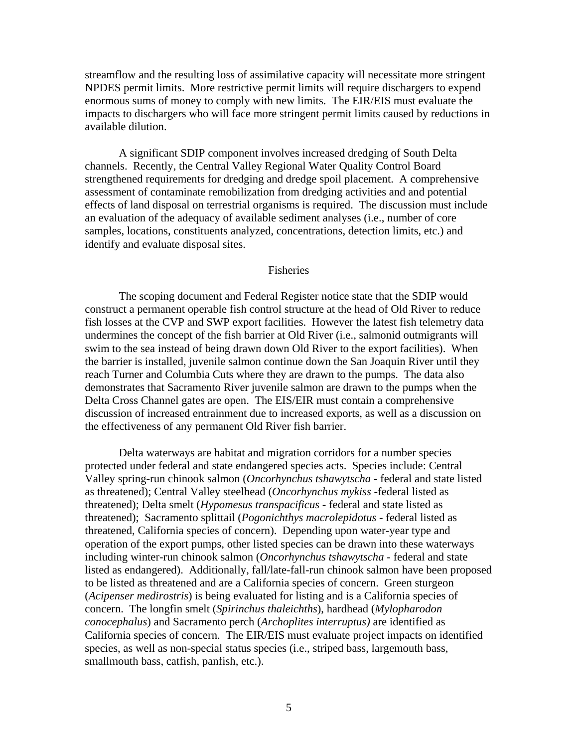streamflow and the resulting loss of assimilative capacity will necessitate more stringent NPDES permit limits. More restrictive permit limits will require dischargers to expend enormous sums of money to comply with new limits. The EIR/EIS must evaluate the impacts to dischargers who will face more stringent permit limits caused by reductions in available dilution.

A significant SDIP component involves increased dredging of South Delta channels. Recently, the Central Valley Regional Water Quality Control Board strengthened requirements for dredging and dredge spoil placement. A comprehensive assessment of contaminate remobilization from dredging activities and and potential effects of land disposal on terrestrial organisms is required. The discussion must include an evaluation of the adequacy of available sediment analyses (i.e., number of core samples, locations, constituents analyzed, concentrations, detection limits, etc.) and identify and evaluate disposal sites.

## Fisheries

The scoping document and Federal Register notice state that the SDIP would construct a permanent operable fish control structure at the head of Old River to reduce fish losses at the CVP and SWP export facilities. However the latest fish telemetry data undermines the concept of the fish barrier at Old River (i.e., salmonid outmigrants will swim to the sea instead of being drawn down Old River to the export facilities). When the barrier is installed, juvenile salmon continue down the San Joaquin River until they reach Turner and Columbia Cuts where they are drawn to the pumps. The data also demonstrates that Sacramento River juvenile salmon are drawn to the pumps when the Delta Cross Channel gates are open. The EIS/EIR must contain a comprehensive discussion of increased entrainment due to increased exports, as well as a discussion on the effectiveness of any permanent Old River fish barrier.

Delta waterways are habitat and migration corridors for a number species protected under federal and state endangered species acts. Species include: Central Valley spring-run chinook salmon (*Oncorhynchus tshawytscha* - federal and state listed as threatened); Central Valley steelhead (*Oncorhynchus mykiss* -federal listed as threatened); Delta smelt (*Hypomesus transpacificus* - federal and state listed as threatened); Sacramento splittail (*Pogonichthys macrolepidotus* - federal listed as threatened, California species of concern). Depending upon water-year type and operation of the export pumps, other listed species can be drawn into these waterways including winter-run chinook salmon (*Oncorhynchus tshawytscha* - federal and state listed as endangered). Additionally, fall/late-fall-run chinook salmon have been proposed to be listed as threatened and are a California species of concern. Green sturgeon (*Acipenser medirostris*) is being evaluated for listing and is a California species of concern. The longfin smelt (*Spirinchus thaleichths*), hardhead (*Mylopharodon conocephalus*) and Sacramento perch (*Archoplites interruptus)* are identified as California species of concern. The EIR/EIS must evaluate project impacts on identified species, as well as non-special status species (i.e., striped bass, largemouth bass, smallmouth bass, catfish, panfish, etc.).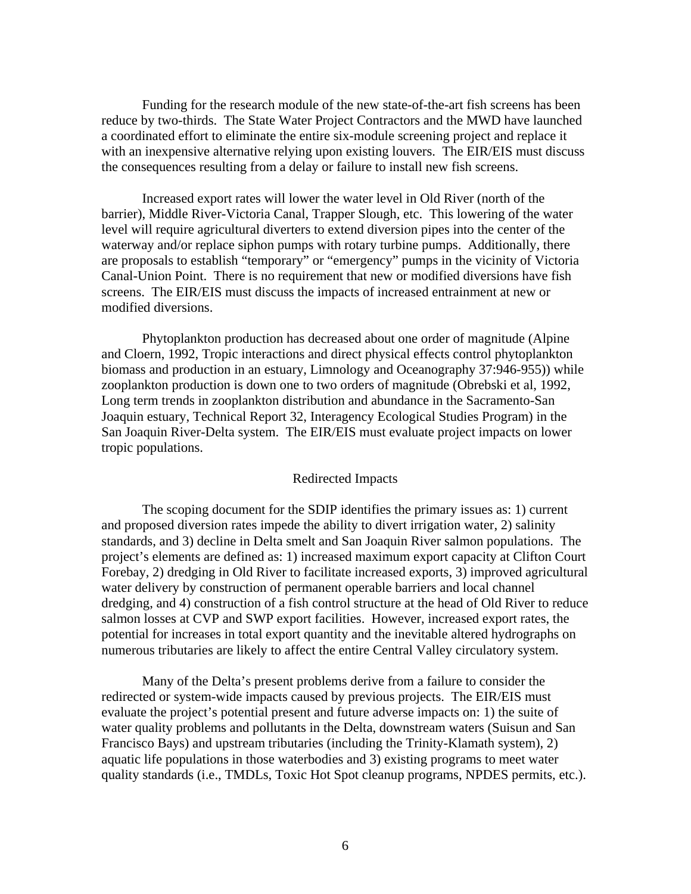Funding for the research module of the new state-of-the-art fish screens has been reduce by two-thirds. The State Water Project Contractors and the MWD have launched a coordinated effort to eliminate the entire six-module screening project and replace it with an inexpensive alternative relying upon existing louvers. The EIR/EIS must discuss the consequences resulting from a delay or failure to install new fish screens.

Increased export rates will lower the water level in Old River (north of the barrier), Middle River-Victoria Canal, Trapper Slough, etc. This lowering of the water level will require agricultural diverters to extend diversion pipes into the center of the waterway and/or replace siphon pumps with rotary turbine pumps. Additionally, there are proposals to establish "temporary" or "emergency" pumps in the vicinity of Victoria Canal-Union Point. There is no requirement that new or modified diversions have fish screens. The EIR/EIS must discuss the impacts of increased entrainment at new or modified diversions.

Phytoplankton production has decreased about one order of magnitude (Alpine and Cloern, 1992, Tropic interactions and direct physical effects control phytoplankton biomass and production in an estuary, Limnology and Oceanography 37:946-955)) while zooplankton production is down one to two orders of magnitude (Obrebski et al, 1992, Long term trends in zooplankton distribution and abundance in the Sacramento-San Joaquin estuary, Technical Report 32, Interagency Ecological Studies Program) in the San Joaquin River-Delta system. The EIR/EIS must evaluate project impacts on lower tropic populations.

## Redirected Impacts

The scoping document for the SDIP identifies the primary issues as: 1) current and proposed diversion rates impede the ability to divert irrigation water, 2) salinity standards, and 3) decline in Delta smelt and San Joaquin River salmon populations. The project's elements are defined as: 1) increased maximum export capacity at Clifton Court Forebay, 2) dredging in Old River to facilitate increased exports, 3) improved agricultural water delivery by construction of permanent operable barriers and local channel dredging, and 4) construction of a fish control structure at the head of Old River to reduce salmon losses at CVP and SWP export facilities. However, increased export rates, the potential for increases in total export quantity and the inevitable altered hydrographs on numerous tributaries are likely to affect the entire Central Valley circulatory system.

Many of the Delta's present problems derive from a failure to consider the redirected or system-wide impacts caused by previous projects. The EIR/EIS must evaluate the project's potential present and future adverse impacts on: 1) the suite of water quality problems and pollutants in the Delta, downstream waters (Suisun and San Francisco Bays) and upstream tributaries (including the Trinity-Klamath system), 2) aquatic life populations in those waterbodies and 3) existing programs to meet water quality standards (i.e., TMDLs, Toxic Hot Spot cleanup programs, NPDES permits, etc.).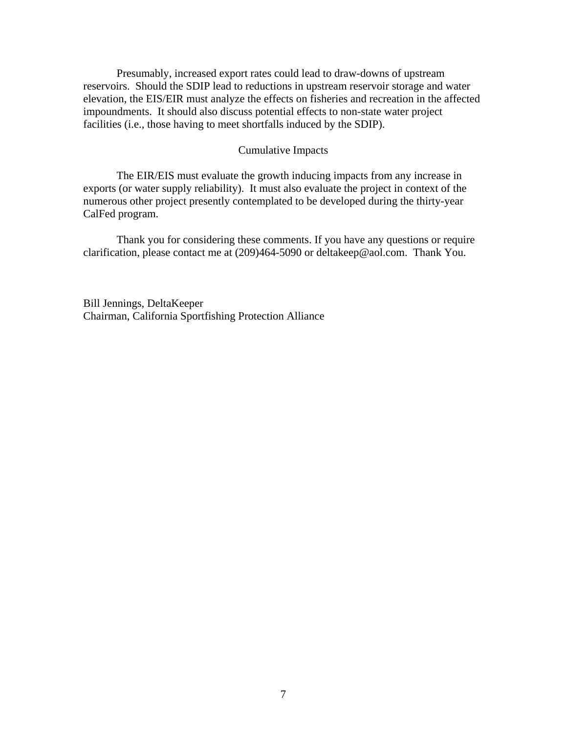Presumably, increased export rates could lead to draw-downs of upstream reservoirs. Should the SDIP lead to reductions in upstream reservoir storage and water elevation, the EIS/EIR must analyze the effects on fisheries and recreation in the affected impoundments. It should also discuss potential effects to non-state water project facilities (i.e., those having to meet shortfalls induced by the SDIP).

## Cumulative Impacts

The EIR/EIS must evaluate the growth inducing impacts from any increase in exports (or water supply reliability). It must also evaluate the project in context of the numerous other project presently contemplated to be developed during the thirty-year CalFed program.

Thank you for considering these comments. If you have any questions or require clarification, please contact me at (209)464-5090 or deltakeep@aol.com. Thank You.

Bill Jennings, DeltaKeeper
Chairman, California Sportfishing Protection Alliance